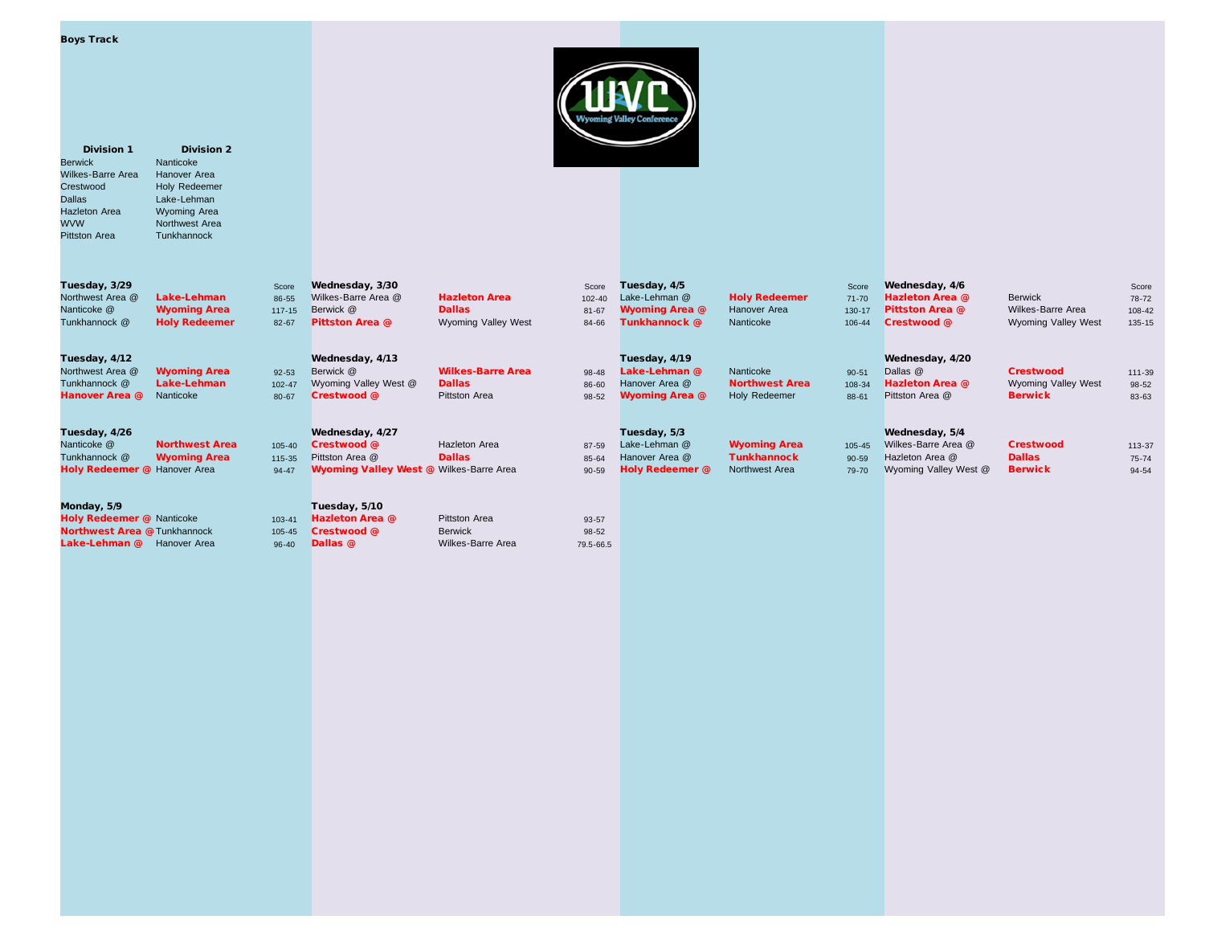**Boys Track**

| Division 1 | Division 2 |
|---|---|
| Berwick | Nanticoke |
| Wilkes-Barre Area | Hanover Area |
| Crestwood | Holy Redeemer |
| Dallas | Lake-Lehman |
| Hazleton Area | Wyoming Area |
| WVW | Northwest Area |
| Pittston Area | Tunkhannock |

**Tuesday, 3/29**

| | | Score |
|---|---|---|
| Northwest Area @ | **Lake-Lehman** | 86-55 |
| Nanticoke @ | **Wyoming Area** | 117-15 |
| Tunkhannock @ | **Holy Redeemer** | 82-67 |

**Wednesday, 3/30**

| | | Score |
|---|---|---|
| Wilkes-Barre Area @ | **Hazleton Area** | 102-40 |
| Berwick @ | **Dallas** | 81-67 |
| **Pittston Area @** | Wyoming Valley West | 84-66 |

**Tuesday, 4/5**

| | | Score |
|---|---|---|
| Lake-Lehman @ | **Holy Redeemer** | 71-70 |
| **Wyoming Area @** | Hanover Area | 130-17 |
| **Tunkhannock @** | Nanticoke | 106-44 |

**Wednesday, 4/6**

| | | Score |
|---|---|---|
| **Hazleton Area @** | Berwick | 78-72 |
| **Pittston Area @** | Wilkes-Barre Area | 108-42 |
| **Crestwood @** | Wyoming Valley West | 135-15 |

**Tuesday, 4/12**

| | | Score |
|---|---|---|
| Northwest Area @ | **Wyoming Area** | 92-53 |
| Tunkhannock @ | **Lake-Lehman** | 102-47 |
| **Hanover Area @** | Nanticoke | 80-67 |

**Wednesday, 4/13**

| | | Score |
|---|---|---|
| Berwick @ | **Wilkes-Barre Area** | 98-48 |
| Wyoming Valley West @ | **Dallas** | 86-60 |
| **Crestwood @** | Pittston Area | 98-52 |

**Tuesday, 4/19**

| | | Score |
|---|---|---|
| **Lake-Lehman @** | Nanticoke | 90-51 |
| Hanover Area @ | **Northwest Area** | 108-34 |
| **Wyoming Area @** | Holy Redeemer | 88-61 |

**Wednesday, 4/20**

| | | Score |
|---|---|---|
| Dallas @ | **Crestwood** | 111-39 |
| **Hazleton Area @** | Wyoming Valley West | 98-52 |
| Pittston Area @ | **Berwick** | 83-63 |

**Tuesday, 4/26**

| | | Score |
|---|---|---|
| Nanticoke @ | **Northwest Area** | 105-40 |
| Tunkhannock @ | **Wyoming Area** | 115-35 |
| **Holy Redeemer @** | Hanover Area | 94-47 |

**Wednesday, 4/27**

| | | Score |
|---|---|---|
| **Crestwood @** | Hazleton Area | 87-59 |
| Pittston Area @ | **Dallas** | 85-64 |
| **Wyoming Valley West @** | Wilkes-Barre Area | 90-59 |

**Tuesday, 5/3**

| | | Score |
|---|---|---|
| Lake-Lehman @ | **Wyoming Area** | 105-45 |
| Hanover Area @ | **Tunkhannock** | 90-59 |
| **Holy Redeemer @** | Northwest Area | 79-70 |

**Wednesday, 5/4**

| | | Score |
|---|---|---|
| Wilkes-Barre Area @ | **Crestwood** | 113-37 |
| Hazleton Area @ | **Dallas** | 75-74 |
| Wyoming Valley West @ | **Berwick** | 94-54 |

**Monday, 5/9**

| | | Score |
|---|---|---|
| **Holy Redeemer @** | Nanticoke | 103-41 |
| **Northwest Area @** | Tunkhannock | 105-45 |
| **Lake-Lehman @** | Hanover Area | 96-40 |

**Tuesday, 5/10**

| | | Score |
|---|---|---|
| **Hazleton Area @** | Pittston Area | 93-57 |
| **Crestwood @** | Berwick | 98-52 |
| **Dallas @** | Wilkes-Barre Area | 79.5-66.5 |